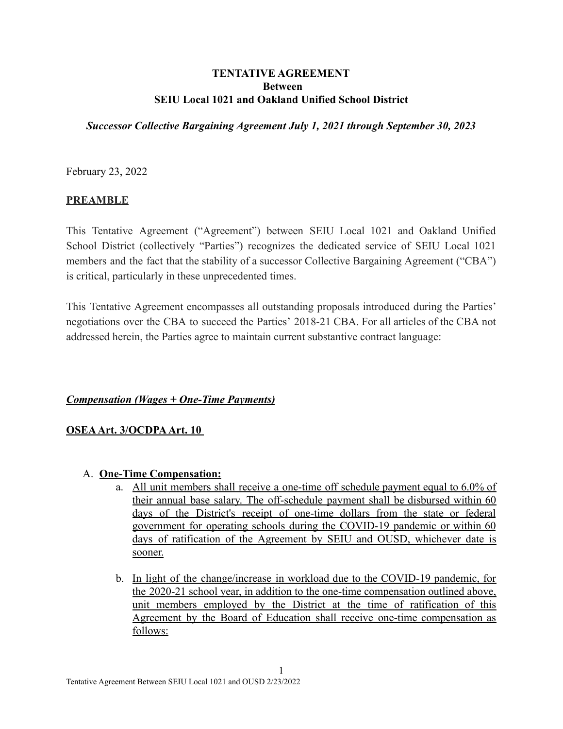**TENTATIVE AGREEMENT**
**Between**
**SEIU Local 1021 and Oakland Unified School District**

***Successor Collective Bargaining Agreement July 1, 2021 through September 30, 2023***

February 23, 2022

**PREAMBLE**

This Tentative Agreement ("Agreement") between SEIU Local 1021 and Oakland Unified School District (collectively "Parties") recognizes the dedicated service of SEIU Local 1021 members and the fact that the stability of a successor Collective Bargaining Agreement ("CBA") is critical, particularly in these unprecedented times.

This Tentative Agreement encompasses all outstanding proposals introduced during the Parties' negotiations over the CBA to succeed the Parties' 2018-21 CBA. For all articles of the CBA not addressed herein, the Parties agree to maintain current substantive contract language:

***Compensation (Wages + One-Time Payments)***

**OSEA Art. 3/OCDPA Art. 10**

A. **One-Time Compensation:**
   a. All unit members shall receive a one-time off schedule payment equal to 6.0% of their annual base salary. The off-schedule payment shall be disbursed within 60 days of the District's receipt of one-time dollars from the state or federal government for operating schools during the COVID-19 pandemic or within 60 days of ratification of the Agreement by SEIU and OUSD, whichever date is sooner.

   b. In light of the change/increase in workload due to the COVID-19 pandemic, for the 2020-21 school year, in addition to the one-time compensation outlined above, unit members employed by the District at the time of ratification of this Agreement by the Board of Education shall receive one-time compensation as follows: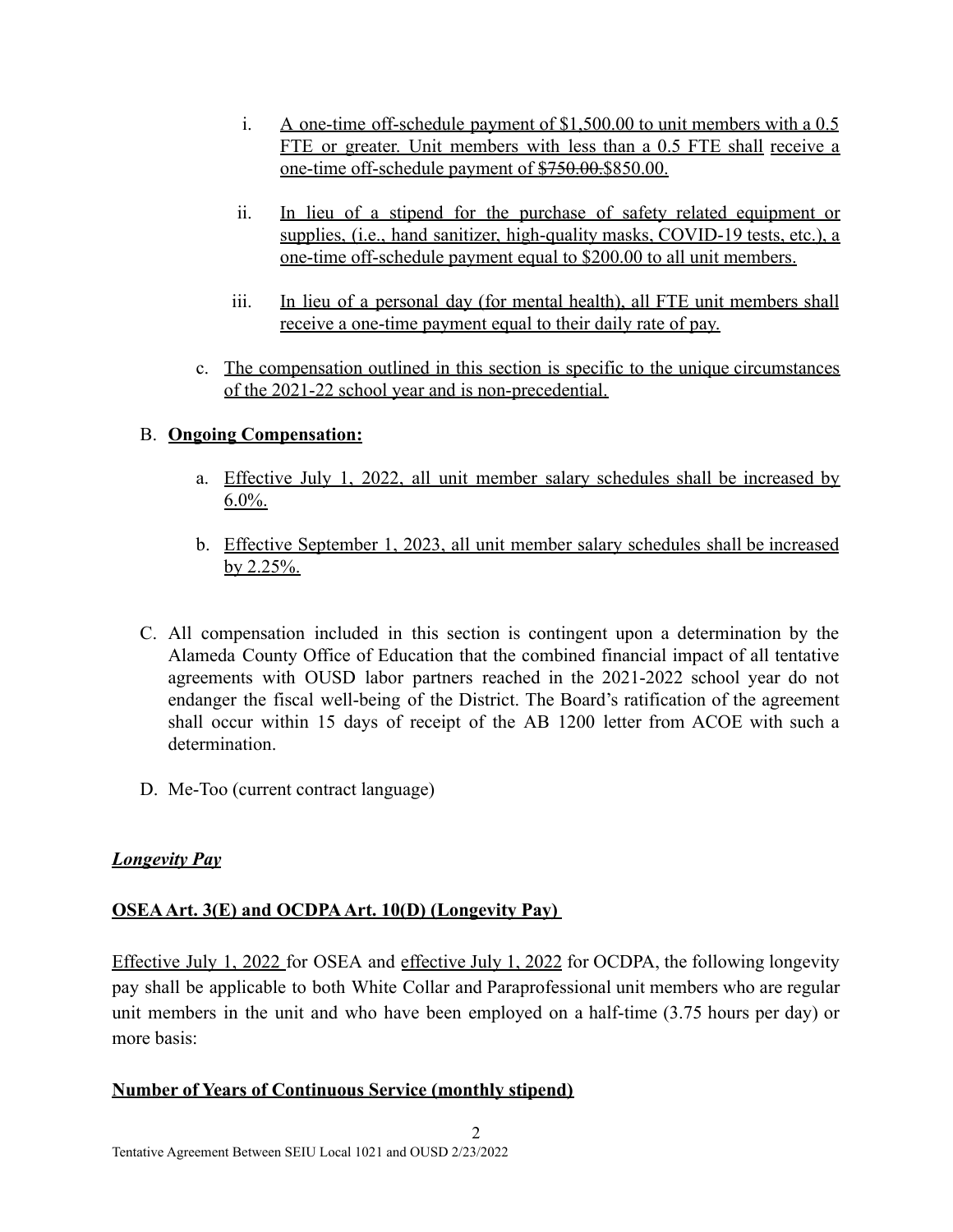i. A one-time off-schedule payment of $1,500.00 to unit members with a 0.5 FTE or greater. Unit members with less than a 0.5 FTE shall receive a one-time off-schedule payment of ~~$750.00.~~$850.00.

ii. In lieu of a stipend for the purchase of safety related equipment or supplies, (i.e., hand sanitizer, high-quality masks, COVID-19 tests, etc.), a one-time off-schedule payment equal to $200.00 to all unit members.

iii. In lieu of a personal day (for mental health), all FTE unit members shall receive a one-time payment equal to their daily rate of pay.

c. The compensation outlined in this section is specific to the unique circumstances of the 2021-22 school year and is non-precedential.

B. **Ongoing Compensation:**

a. Effective July 1, 2022, all unit member salary schedules shall be increased by 6.0%.

b. Effective September 1, 2023, all unit member salary schedules shall be increased by 2.25%.

C. All compensation included in this section is contingent upon a determination by the Alameda County Office of Education that the combined financial impact of all tentative agreements with OUSD labor partners reached in the 2021-2022 school year do not endanger the fiscal well-being of the District. The Board's ratification of the agreement shall occur within 15 days of receipt of the AB 1200 letter from ACOE with such a determination.

D. Me-Too (current contract language)

***Longevity Pay***

**OSEA Art. 3(E) and OCDPA Art. 10(D) (Longevity Pay)**

Effective July 1, 2022 for OSEA and effective July 1, 2022 for OCDPA, the following longevity pay shall be applicable to both White Collar and Paraprofessional unit members who are regular unit members in the unit and who have been employed on a half-time (3.75 hours per day) or more basis:

**Number of Years of Continuous Service (monthly stipend)**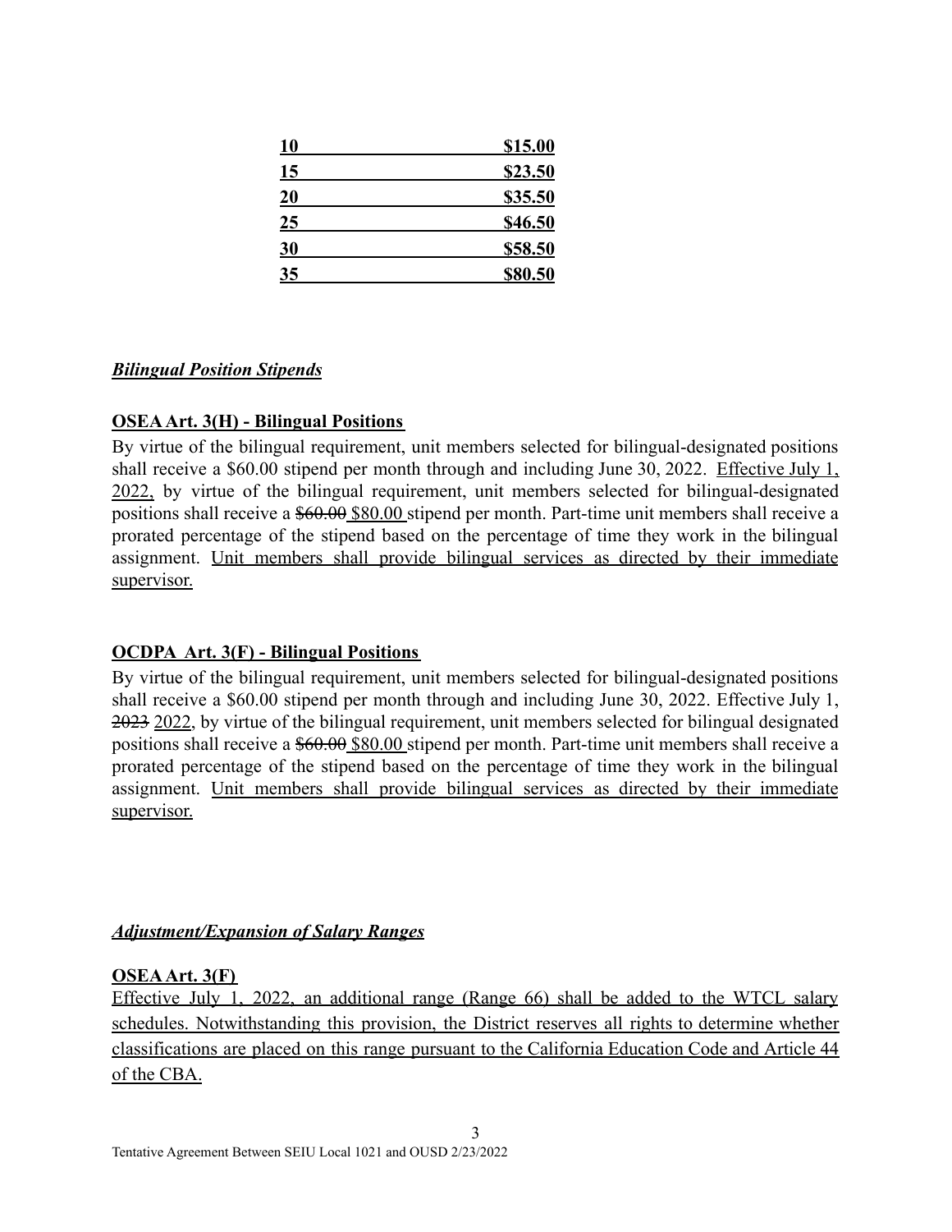| 10 | $15.00 |
|---|---|
| 15 | $23.50 |
| 20 | $35.50 |
| 25 | $46.50 |
| 30 | $58.50 |
| 35 | $80.50 |

***Bilingual Position Stipends***

**OSEA Art. 3(H) - Bilingual Positions**

By virtue of the bilingual requirement, unit members selected for bilingual-designated positions shall receive a $60.00 stipend per month through and including June 30, 2022. Effective July 1, 2022, by virtue of the bilingual requirement, unit members selected for bilingual-designated positions shall receive a ~~$60.00~~ $80.00 stipend per month. Part-time unit members shall receive a prorated percentage of the stipend based on the percentage of time they work in the bilingual assignment. Unit members shall provide bilingual services as directed by their immediate supervisor.

**OCDPA Art. 3(F) - Bilingual Positions**

By virtue of the bilingual requirement, unit members selected for bilingual-designated positions shall receive a $60.00 stipend per month through and including June 30, 2022. Effective July 1, ~~2023~~ 2022, by virtue of the bilingual requirement, unit members selected for bilingual designated positions shall receive a ~~$60.00~~ $80.00 stipend per month. Part-time unit members shall receive a prorated percentage of the stipend based on the percentage of time they work in the bilingual assignment. Unit members shall provide bilingual services as directed by their immediate supervisor.

***Adjustment/Expansion of Salary Ranges***

**OSEA Art. 3(F)**

Effective July 1, 2022, an additional range (Range 66) shall be added to the WTCL salary schedules. Notwithstanding this provision, the District reserves all rights to determine whether classifications are placed on this range pursuant to the California Education Code and Article 44 of the CBA.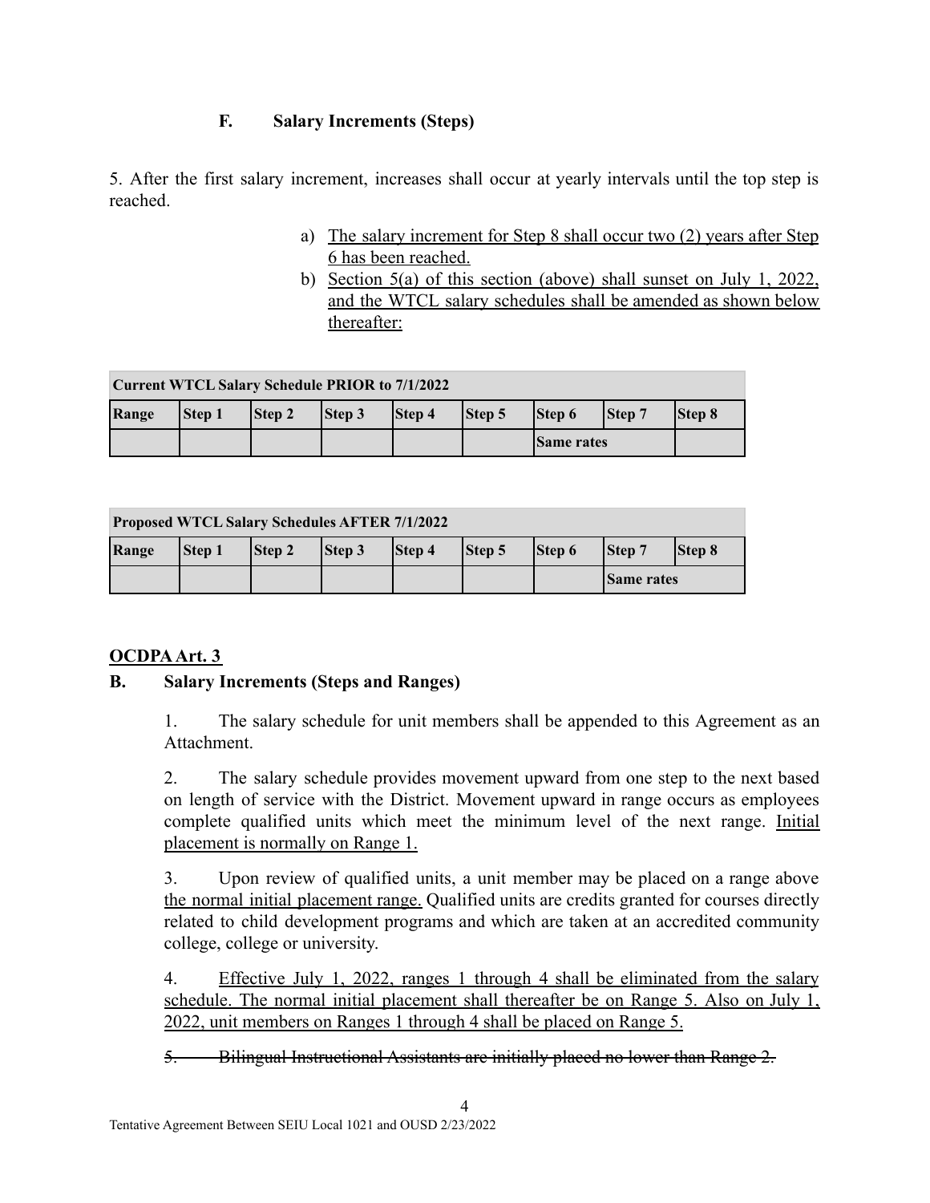### F. Salary Increments (Steps)

5. After the first salary increment, increases shall occur at yearly intervals until the top step is reached.

a) <u>The salary increment for Step 8 shall occur two (2) years after Step 6 has been reached.</u>

b) <u>Section 5(a) of this section (above) shall sunset on July 1, 2022, and the WTCL salary schedules shall be amended as shown below thereafter:</u>

| **Current WTCL Salary Schedule PRIOR to 7/1/2022** | | | | | | | | |
|---|---|---|---|---|---|---|---|---|
| **Range** | **Step 1** | **Step 2** | **Step 3** | **Step 4** | **Step 5** | **Step 6** | **Step 7** | **Step 8** |
| | | | | | | **Same rates** | | |

| **Proposed WTCL Salary Schedules AFTER 7/1/2022** | | | | | | | | |
|---|---|---|---|---|---|---|---|---|
| **Range** | **Step 1** | **Step 2** | **Step 3** | **Step 4** | **Step 5** | **Step 6** | **Step 7** | **Step 8** |
| | | | | | | | **Same rates** | |

**<u>OCDPA Art. 3</u>**

**B. Salary Increments (Steps and Ranges)**

1. The salary schedule for unit members shall be appended to this Agreement as an Attachment.

2. The salary schedule provides movement upward from one step to the next based on length of service with the District. Movement upward in range occurs as employees complete qualified units which meet the minimum level of the next range. <u>Initial placement is normally on Range 1.</u>

3. Upon review of qualified units, a unit member may be placed on a range above <u>the normal initial placement range.</u> Qualified units are credits granted for courses directly related to child development programs and which are taken at an accredited community college, college or university.

4. <u>Effective July 1, 2022, ranges 1 through 4 shall be eliminated from the salary schedule. The normal initial placement shall thereafter be on Range 5. Also on July 1, 2022, unit members on Ranges 1 through 4 shall be placed on Range 5.</u>

~~5. Bilingual Instructional Assistants are initially placed no lower than Range 2.~~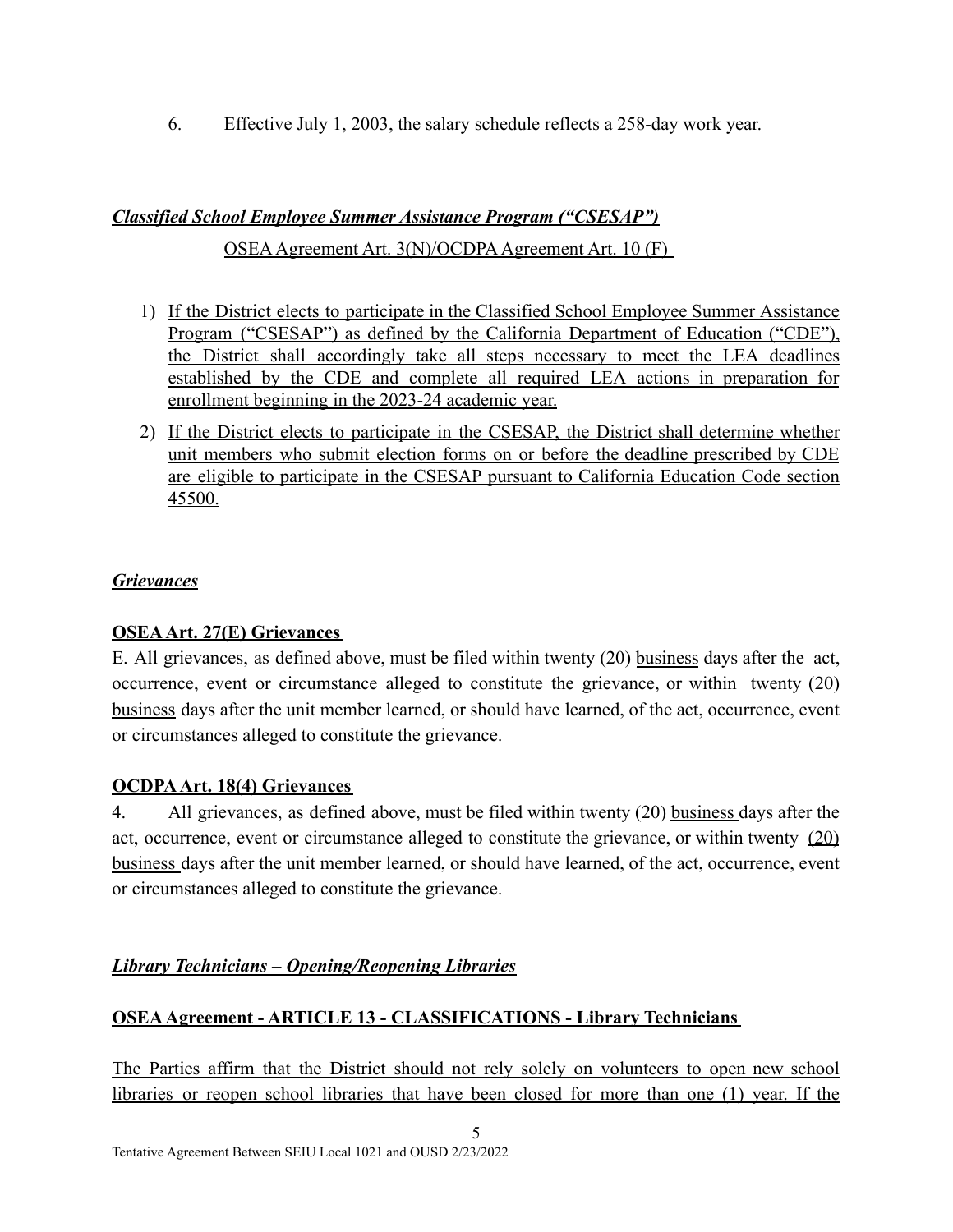6. Effective July 1, 2003, the salary schedule reflects a 258-day work year.

***Classified School Employee Summer Assistance Program ("CSESAP")***

OSEA Agreement Art. 3(N)/OCDPA Agreement Art. 10 (F)

1) If the District elects to participate in the Classified School Employee Summer Assistance Program ("CSESAP") as defined by the California Department of Education ("CDE"), the District shall accordingly take all steps necessary to meet the LEA deadlines established by the CDE and complete all required LEA actions in preparation for enrollment beginning in the 2023-24 academic year.
2) If the District elects to participate in the CSESAP, the District shall determine whether unit members who submit election forms on or before the deadline prescribed by CDE are eligible to participate in the CSESAP pursuant to California Education Code section 45500.

***Grievances***

**OSEA Art. 27(E) Grievances**

E. All grievances, as defined above, must be filed within twenty (20) business days after the act, occurrence, event or circumstance alleged to constitute the grievance, or within twenty (20) business days after the unit member learned, or should have learned, of the act, occurrence, event or circumstances alleged to constitute the grievance.

**OCDPA Art. 18(4) Grievances**

4. All grievances, as defined above, must be filed within twenty (20) business days after the act, occurrence, event or circumstance alleged to constitute the grievance, or within twenty (20) business days after the unit member learned, or should have learned, of the act, occurrence, event or circumstances alleged to constitute the grievance.

***Library Technicians – Opening/Reopening Libraries***

**OSEA Agreement - ARTICLE 13 - CLASSIFICATIONS - Library Technicians**

The Parties affirm that the District should not rely solely on volunteers to open new school libraries or reopen school libraries that have been closed for more than one (1) year. If the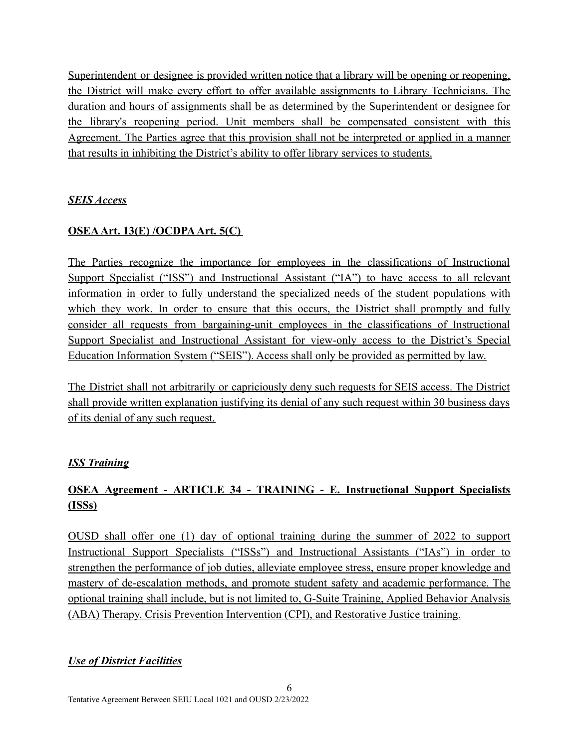Superintendent or designee is provided written notice that a library will be opening or reopening, the District will make every effort to offer available assignments to Library Technicians. The duration and hours of assignments shall be as determined by the Superintendent or designee for the library's reopening period. Unit members shall be compensated consistent with this Agreement. The Parties agree that this provision shall not be interpreted or applied in a manner that results in inhibiting the District's ability to offer library services to students.

***SEIS Access***

**OSEA Art. 13(E) /OCDPA Art. 5(C)**

The Parties recognize the importance for employees in the classifications of Instructional Support Specialist ("ISS") and Instructional Assistant ("IA") to have access to all relevant information in order to fully understand the specialized needs of the student populations with which they work. In order to ensure that this occurs, the District shall promptly and fully consider all requests from bargaining-unit employees in the classifications of Instructional Support Specialist and Instructional Assistant for view-only access to the District's Special Education Information System ("SEIS"). Access shall only be provided as permitted by law.

The District shall not arbitrarily or capriciously deny such requests for SEIS access. The District shall provide written explanation justifying its denial of any such request within 30 business days of its denial of any such request.

***ISS Training***

**OSEA Agreement - ARTICLE 34 - TRAINING - E. Instructional Support Specialists (ISSs)**

OUSD shall offer one (1) day of optional training during the summer of 2022 to support Instructional Support Specialists ("ISSs") and Instructional Assistants ("IAs") in order to strengthen the performance of job duties, alleviate employee stress, ensure proper knowledge and mastery of de-escalation methods, and promote student safety and academic performance. The optional training shall include, but is not limited to, G-Suite Training, Applied Behavior Analysis (ABA) Therapy, Crisis Prevention Intervention (CPI), and Restorative Justice training.

***Use of District Facilities***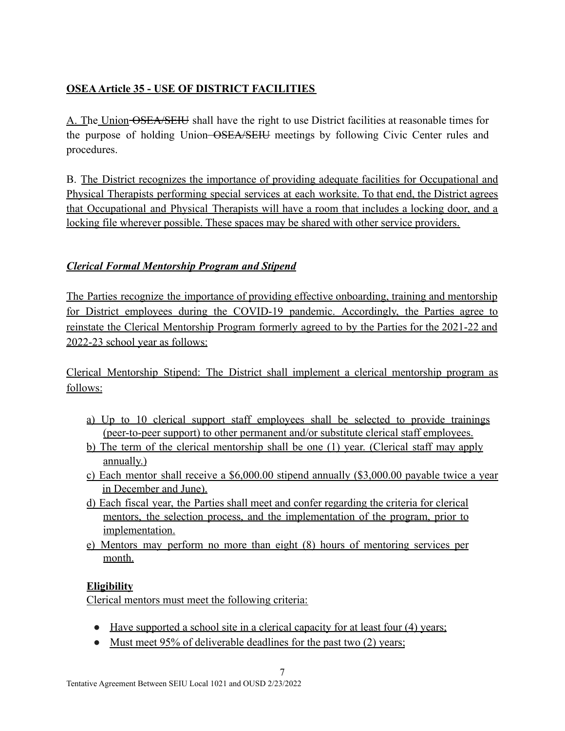**OSEA Article 35 - USE OF DISTRICT FACILITIES**

A. The Union ~~OSEA/SEIU~~ shall have the right to use District facilities at reasonable times for the purpose of holding Union ~~OSEA/SEIU~~ meetings by following Civic Center rules and procedures.

B. The District recognizes the importance of providing adequate facilities for Occupational and Physical Therapists performing special services at each worksite. To that end, the District agrees that Occupational and Physical Therapists will have a room that includes a locking door, and a locking file wherever possible. These spaces may be shared with other service providers.

***Clerical Formal Mentorship Program and Stipend***

The Parties recognize the importance of providing effective onboarding, training and mentorship for District employees during the COVID-19 pandemic. Accordingly, the Parties agree to reinstate the Clerical Mentorship Program formerly agreed to by the Parties for the 2021-22 and 2022-23 school year as follows:

Clerical Mentorship Stipend: The District shall implement a clerical mentorship program as follows:

a) Up to 10 clerical support staff employees shall be selected to provide trainings (peer-to-peer support) to other permanent and/or substitute clerical staff employees.
b) The term of the clerical mentorship shall be one (1) year. (Clerical staff may apply annually.)
c) Each mentor shall receive a $6,000.00 stipend annually ($3,000.00 payable twice a year in December and June).
d) Each fiscal year, the Parties shall meet and confer regarding the criteria for clerical mentors, the selection process, and the implementation of the program, prior to implementation.
e) Mentors may perform no more than eight (8) hours of mentoring services per month.

**Eligibility**

Clerical mentors must meet the following criteria:

- Have supported a school site in a clerical capacity for at least four (4) years;
- Must meet 95% of deliverable deadlines for the past two (2) years;

Tentative Agreement Between SEIU Local 1021 and OUSD 2/23/2022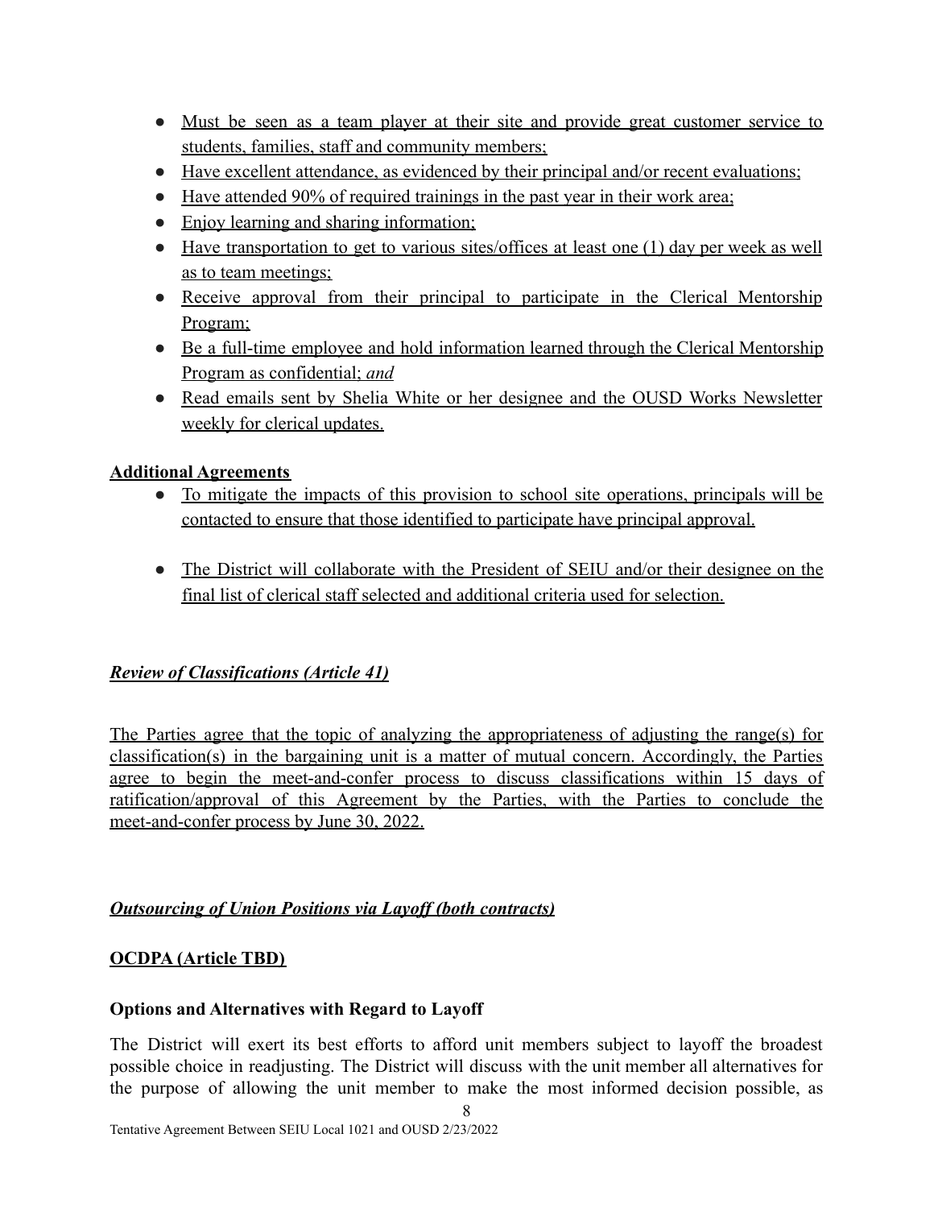- Must be seen as a team player at their site and provide great customer service to students, families, staff and community members;
- Have excellent attendance, as evidenced by their principal and/or recent evaluations;
- Have attended 90% of required trainings in the past year in their work area;
- Enjoy learning and sharing information;
- Have transportation to get to various sites/offices at least one (1) day per week as well as to team meetings;
- Receive approval from their principal to participate in the Clerical Mentorship Program;
- Be a full-time employee and hold information learned through the Clerical Mentorship Program as confidential; *and*
- Read emails sent by Shelia White or her designee and the OUSD Works Newsletter weekly for clerical updates.

**Additional Agreements**

- To mitigate the impacts of this provision to school site operations, principals will be contacted to ensure that those identified to participate have principal approval.
- The District will collaborate with the President of SEIU and/or their designee on the final list of clerical staff selected and additional criteria used for selection.

***Review of Classifications (Article 41)***

The Parties agree that the topic of analyzing the appropriateness of adjusting the range(s) for classification(s) in the bargaining unit is a matter of mutual concern. Accordingly, the Parties agree to begin the meet-and-confer process to discuss classifications within 15 days of ratification/approval of this Agreement by the Parties, with the Parties to conclude the meet-and-confer process by June 30, 2022.

***Outsourcing of Union Positions via Layoff (both contracts)***

**OCDPA (Article TBD)**

**Options and Alternatives with Regard to Layoff**

The District will exert its best efforts to afford unit members subject to layoff the broadest possible choice in readjusting. The District will discuss with the unit member all alternatives for the purpose of allowing the unit member to make the most informed decision possible, as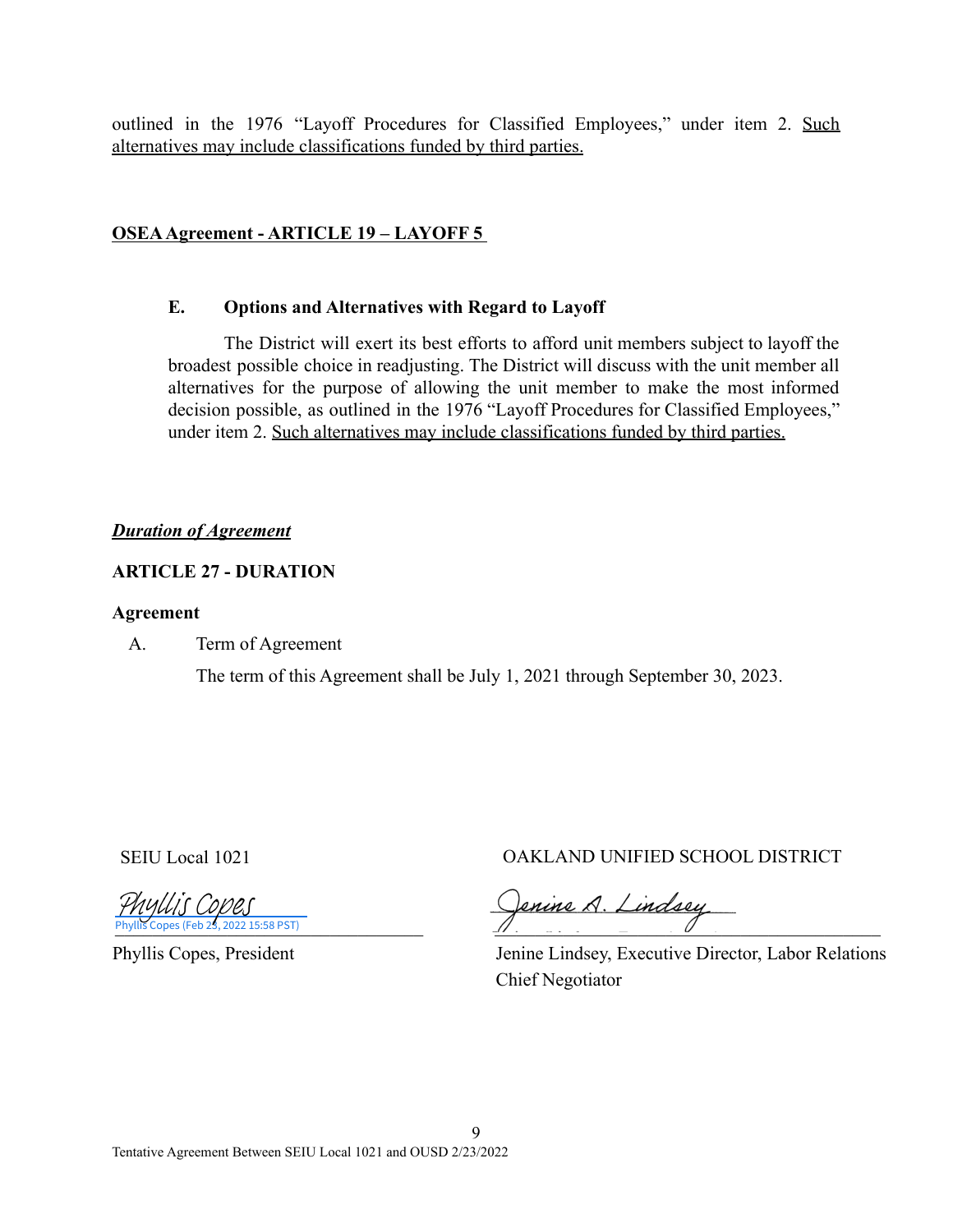outlined in the 1976 "Layoff Procedures for Classified Employees," under item 2. <u>Such alternatives may include classifications funded by third parties.</u>

<u>**OSEA Agreement - ARTICLE 19 – LAYOFF 5**</u>

**E. Options and Alternatives with Regard to Layoff**

The District will exert its best efforts to afford unit members subject to layoff the broadest possible choice in readjusting. The District will discuss with the unit member all alternatives for the purpose of allowing the unit member to make the most informed decision possible, as outlined in the 1976 "Layoff Procedures for Classified Employees," under item 2. <u>Such alternatives may include classifications funded by third parties.</u>

<u>***Duration of Agreement***</u>

**ARTICLE 27 - DURATION**

**Agreement**

A. Term of Agreement

The term of this Agreement shall be July 1, 2021 through September 30, 2023.

| SEIU Local 1021 | OAKLAND UNIFIED SCHOOL DISTRICT |
|---|---|
| Phyllis Copes (Feb 23, 2022 15:58 PST) | Jenine A. Lindsey |
| Phyllis Copes, President | Jenine Lindsey, Executive Director, Labor Relations Chief Negotiator |

Tentative Agreement Between SEIU Local 1021 and OUSD 2/23/2022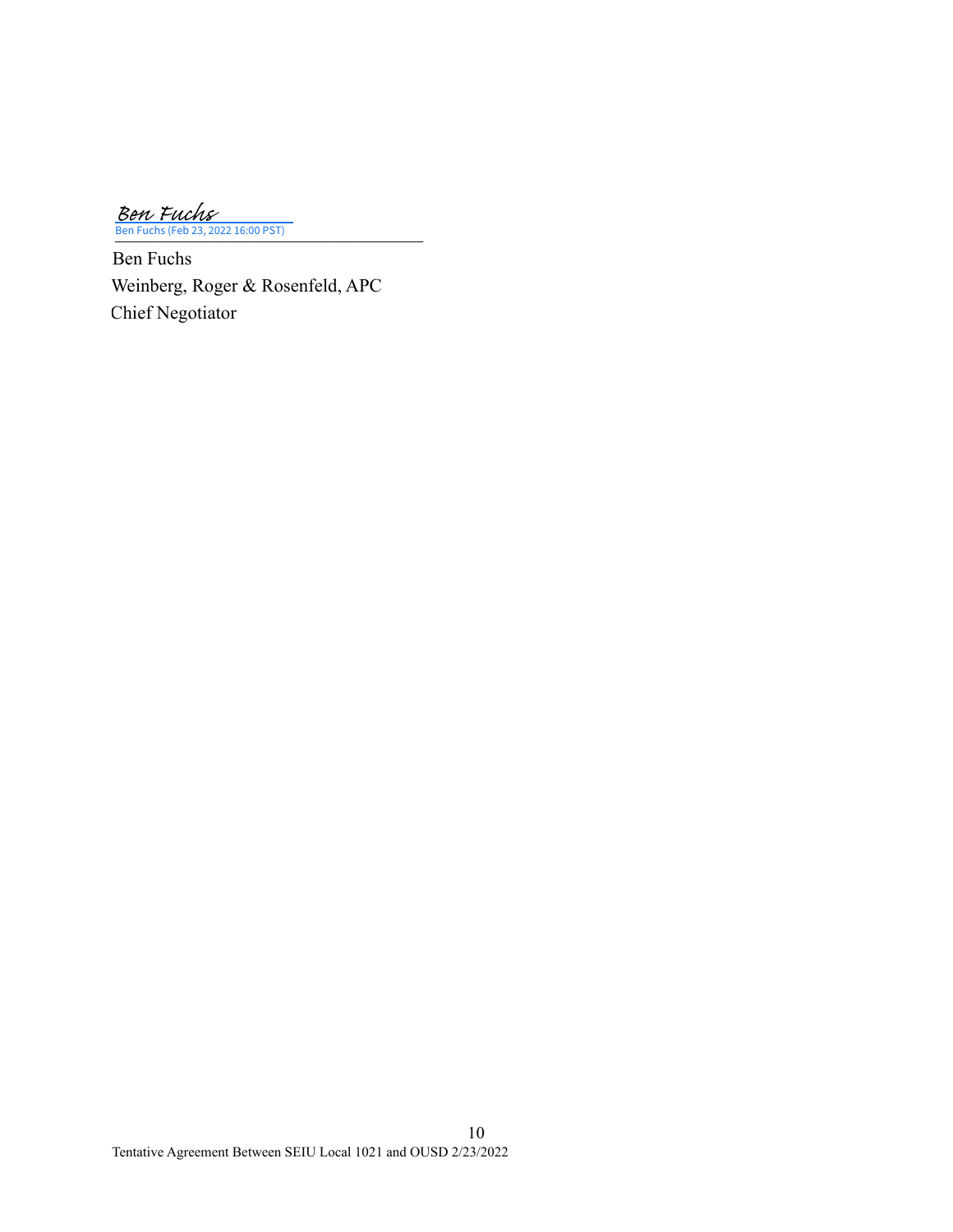Ben Fuchs
Ben Fuchs (Feb 23, 2022 16:00 PST)

Ben Fuchs
Weinberg, Roger & Rosenfeld, APC
Chief Negotiator